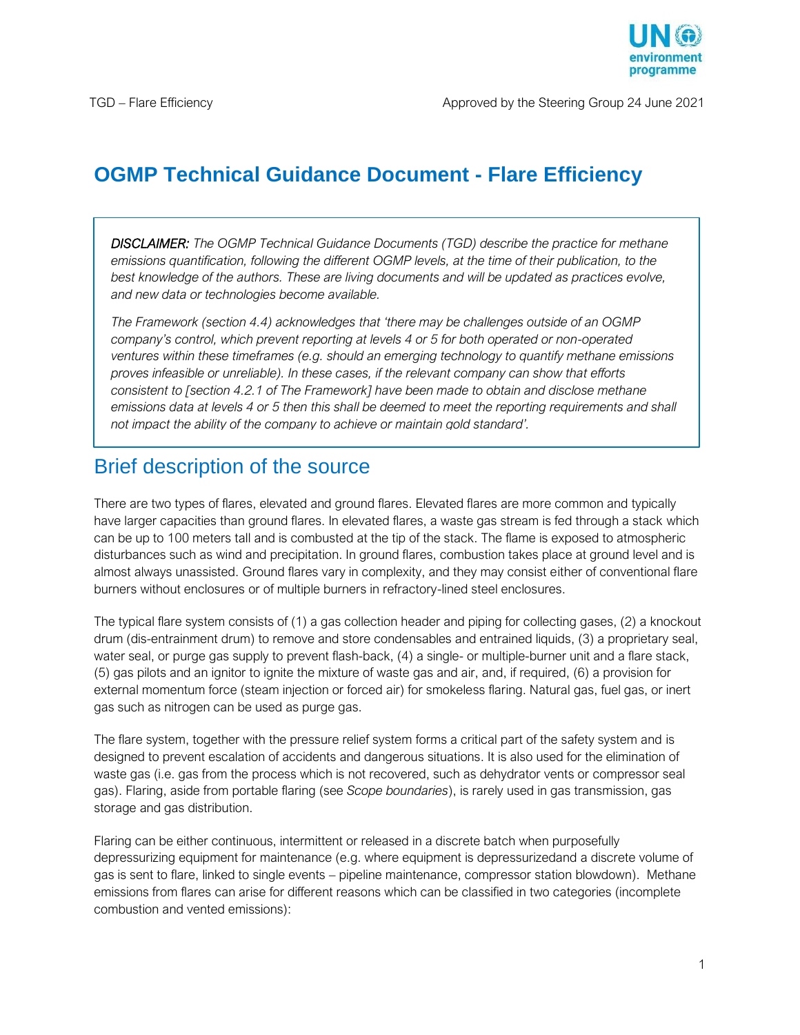# OGMP Technical Guidance Document - Flare Efficiency

> *DISCLAIMER: The OGMP Technical Guidance Documents (TGD) describe the practice for methane emissions quantification, following the different OGMP levels, at the time of their publication, to the best knowledge of the authors. These are living documents and will be updated as practices evolve, and new data or technologies become available.*
>
> *The Framework (section 4.4) acknowledges that 'there may be challenges outside of an OGMP company's control, which prevent reporting at levels 4 or 5 for both operated or non-operated ventures within these timeframes (e.g. should an emerging technology to quantify methane emissions proves infeasible or unreliable). In these cases, if the relevant company can show that efforts consistent to [section 4.2.1 of The Framework] have been made to obtain and disclose methane emissions data at levels 4 or 5 then this shall be deemed to meet the reporting requirements and shall not impact the ability of the company to achieve or maintain gold standard'.*

## Brief description of the source

There are two types of flares, elevated and ground flares. Elevated flares are more common and typically have larger capacities than ground flares. In elevated flares, a waste gas stream is fed through a stack which can be up to 100 meters tall and is combusted at the tip of the stack. The flame is exposed to atmospheric disturbances such as wind and precipitation. In ground flares, combustion takes place at ground level and is almost always unassisted. Ground flares vary in complexity, and they may consist either of conventional flare burners without enclosures or of multiple burners in refractory-lined steel enclosures.

The typical flare system consists of (1) a gas collection header and piping for collecting gases, (2) a knockout drum (dis-entrainment drum) to remove and store condensables and entrained liquids, (3) a proprietary seal, water seal, or purge gas supply to prevent flash-back, (4) a single- or multiple-burner unit and a flare stack, (5) gas pilots and an ignitor to ignite the mixture of waste gas and air, and, if required, (6) a provision for external momentum force (steam injection or forced air) for smokeless flaring. Natural gas, fuel gas, or inert gas such as nitrogen can be used as purge gas.

The flare system, together with the pressure relief system forms a critical part of the safety system and is designed to prevent escalation of accidents and dangerous situations. It is also used for the elimination of waste gas (i.e. gas from the process which is not recovered, such as dehydrator vents or compressor seal gas). Flaring, aside from portable flaring (see *Scope boundaries*), is rarely used in gas transmission, gas storage and gas distribution.

Flaring can be either continuous, intermittent or released in a discrete batch when purposefully depressurizing equipment for maintenance (e.g. where equipment is depressurizedand a discrete volume of gas is sent to flare, linked to single events – pipeline maintenance, compressor station blowdown). Methane emissions from flares can arise for different reasons which can be classified in two categories (incomplete combustion and vented emissions):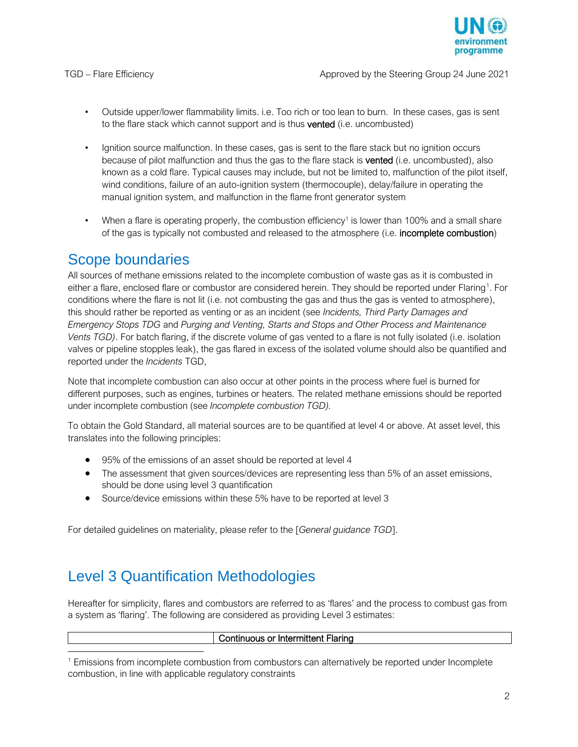- Outside upper/lower flammability limits. i.e. Too rich or too lean to burn. In these cases, gas is sent to the flare stack which cannot support and is thus **vented** (i.e. uncombusted)

- Ignition source malfunction. In these cases, gas is sent to the flare stack but no ignition occurs because of pilot malfunction and thus the gas to the flare stack is **vented** (i.e. uncombusted), also known as a cold flare. Typical causes may include, but not be limited to, malfunction of the pilot itself, wind conditions, failure of an auto-ignition system (thermocouple), delay/failure in operating the manual ignition system, and malfunction in the flame front generator system

- When a flare is operating properly, the combustion efficiency[1] is lower than 100% and a small share of the gas is typically not combusted and released to the atmosphere (i.e. **incomplete combustion**)

## Scope boundaries

All sources of methane emissions related to the incomplete combustion of waste gas as it is combusted in either a flare, enclosed flare or combustor are considered herein. They should be reported under Flaring[1]. For conditions where the flare is not lit (i.e. not combusting the gas and thus the gas is vented to atmosphere), this should rather be reported as venting or as an incident (see *Incidents, Third Party Damages and Emergency Stops TDG* and *Purging and Venting, Starts and Stops and Other Process and Maintenance Vents TGD)*. For batch flaring, if the discrete volume of gas vented to a flare is not fully isolated (i.e. isolation valves or pipeline stopples leak), the gas flared in excess of the isolated volume should also be quantified and reported under the *Incidents* TGD,

Note that incomplete combustion can also occur at other points in the process where fuel is burned for different purposes, such as engines, turbines or heaters. The related methane emissions should be reported under incomplete combustion (see *Incomplete combustion TGD).*

To obtain the Gold Standard, all material sources are to be quantified at level 4 or above. At asset level, this translates into the following principles:

- 95% of the emissions of an asset should be reported at level 4
- The assessment that given sources/devices are representing less than 5% of an asset emissions, should be done using level 3 quantification
- Source/device emissions within these 5% have to be reported at level 3

For detailed guidelines on materiality, please refer to the [*General guidance TGD*].

## Level 3 Quantification Methodologies

Hereafter for simplicity, flares and combustors are referred to as 'flares' and the process to combust gas from a system as 'flaring'. The following are considered as providing Level 3 estimates:

| | Continuous or Intermittent Flaring |
|---|---|

[1] Emissions from incomplete combustion from combustors can alternatively be reported under Incomplete combustion, in line with applicable regulatory constraints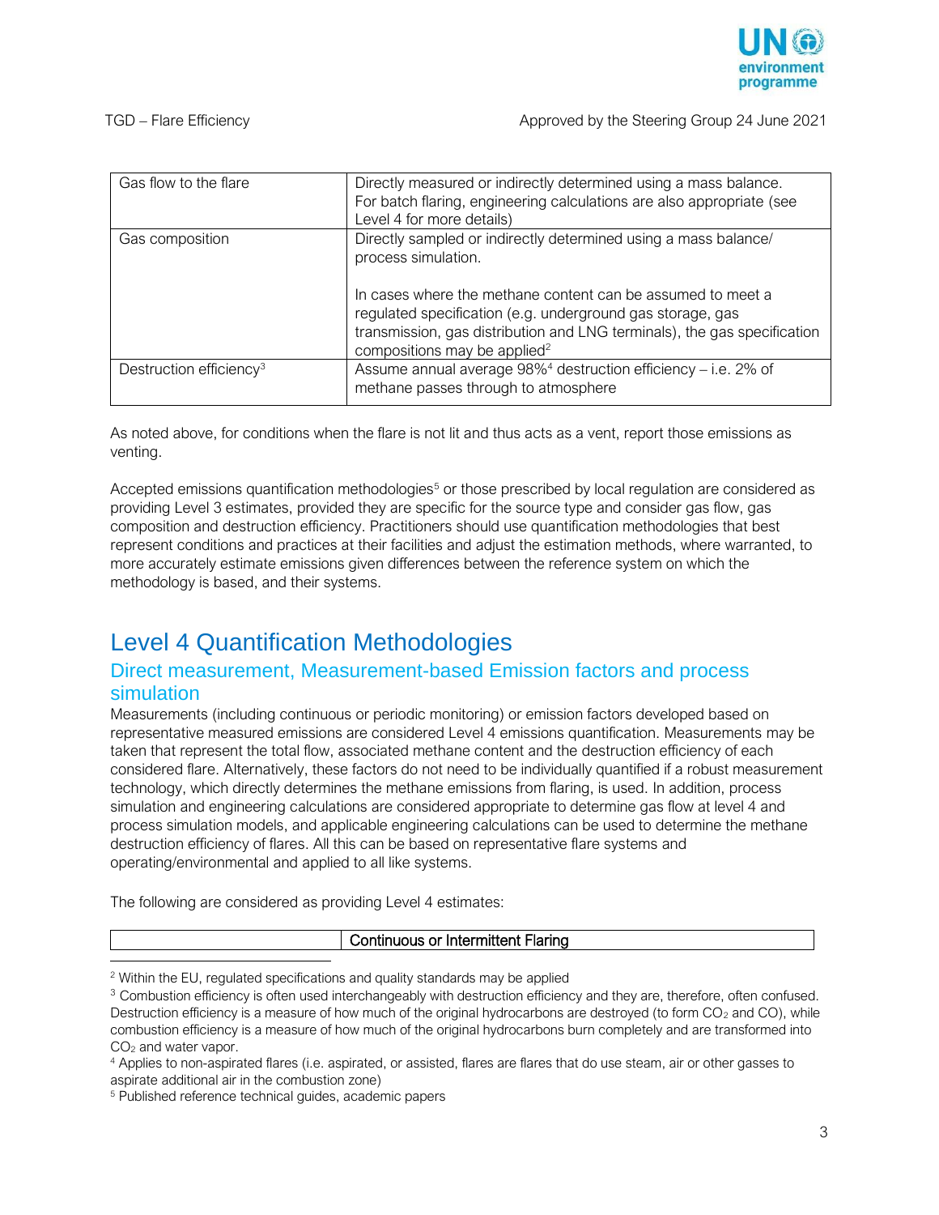| | |
|---|---|
| Gas flow to the flare | Directly measured or indirectly determined using a mass balance. For batch flaring, engineering calculations are also appropriate (see Level 4 for more details) |
| Gas composition | Directly sampled or indirectly determined using a mass balance/ process simulation.<br><br>In cases where the methane content can be assumed to meet a regulated specification (e.g. underground gas storage, gas transmission, gas distribution and LNG terminals), the gas specification compositions may be applied[2] |
| Destruction efficiency[3] | Assume annual average 98%[4] destruction efficiency – i.e. 2% of methane passes through to atmosphere |

As noted above, for conditions when the flare is not lit and thus acts as a vent, report those emissions as venting.

Accepted emissions quantification methodologies[5] or those prescribed by local regulation are considered as providing Level 3 estimates, provided they are specific for the source type and consider gas flow, gas composition and destruction efficiency. Practitioners should use quantification methodologies that best represent conditions and practices at their facilities and adjust the estimation methods, where warranted, to more accurately estimate emissions given differences between the reference system on which the methodology is based, and their systems.

# Level 4 Quantification Methodologies

## Direct measurement, Measurement-based Emission factors and process simulation

Measurements (including continuous or periodic monitoring) or emission factors developed based on representative measured emissions are considered Level 4 emissions quantification. Measurements may be taken that represent the total flow, associated methane content and the destruction efficiency of each considered flare. Alternatively, these factors do not need to be individually quantified if a robust measurement technology, which directly determines the methane emissions from flaring, is used. In addition, process simulation and engineering calculations are considered appropriate to determine gas flow at level 4 and process simulation models, and applicable engineering calculations can be used to determine the methane destruction efficiency of flares. All this can be based on representative flare systems and operating/environmental and applied to all like systems.

The following are considered as providing Level 4 estimates:

| | Continuous or Intermittent Flaring |
|---|---|

[2] Within the EU, regulated specifications and quality standards may be applied

[3] Combustion efficiency is often used interchangeably with destruction efficiency and they are, therefore, often confused. Destruction efficiency is a measure of how much of the original hydrocarbons are destroyed (to form $CO_2$ and CO), while combustion efficiency is a measure of how much of the original hydrocarbons burn completely and are transformed into $CO_2$ and water vapor.

[4] Applies to non-aspirated flares (i.e. aspirated, or assisted, flares are flares that do use steam, air or other gasses to aspirate additional air in the combustion zone)

[5] Published reference technical guides, academic papers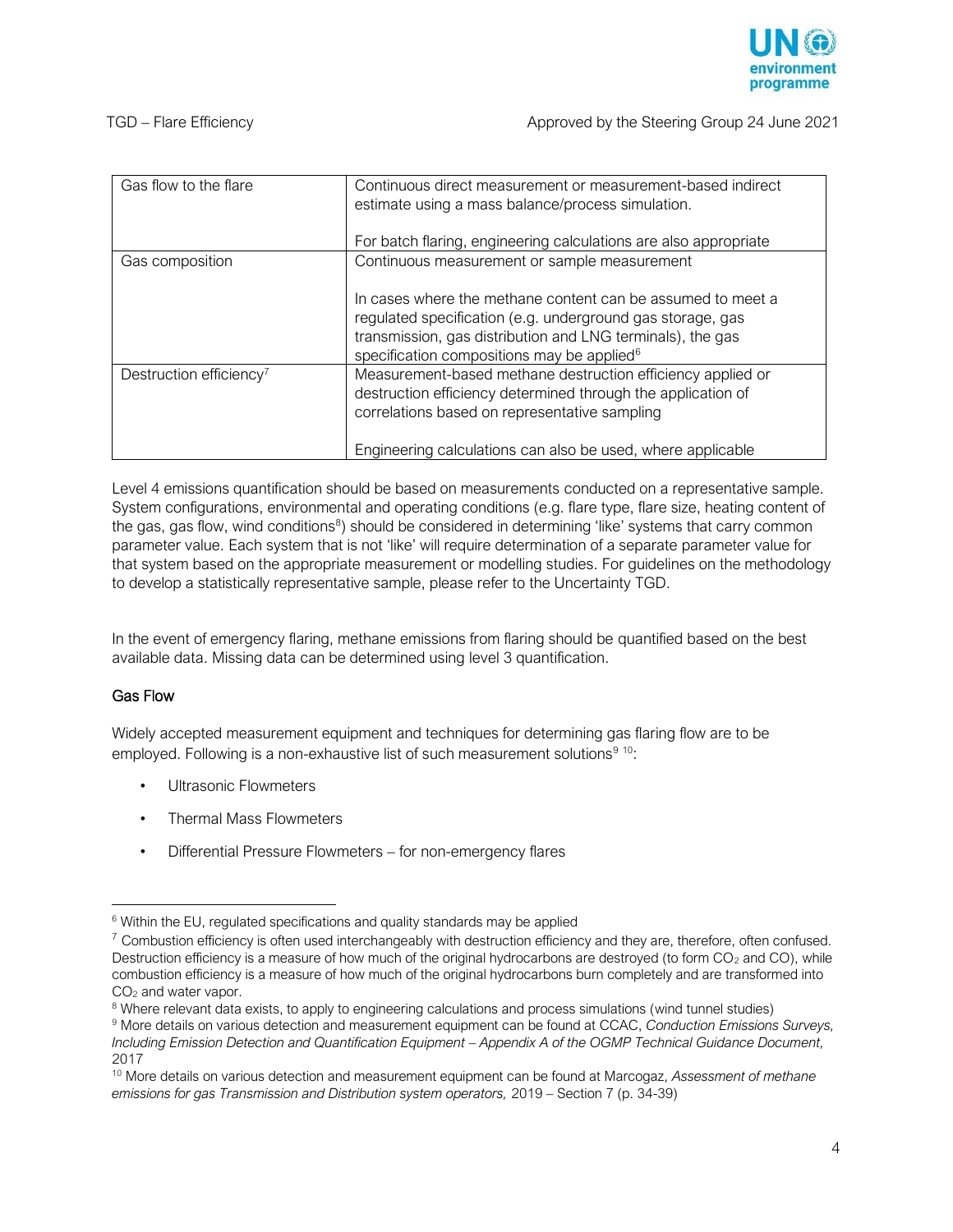| Gas flow to the flare | Continuous direct measurement or measurement-based indirect estimate using a mass balance/process simulation.<br><br>For batch flaring, engineering calculations are also appropriate |
|---|---|
| Gas composition | Continuous measurement or sample measurement<br><br>In cases where the methane content can be assumed to meet a regulated specification (e.g. underground gas storage, gas transmission, gas distribution and LNG terminals), the gas specification compositions may be applied[6] |
| Destruction efficiency[7] | Measurement-based methane destruction efficiency applied or destruction efficiency determined through the application of correlations based on representative sampling<br><br>Engineering calculations can also be used, where applicable |

Level 4 emissions quantification should be based on measurements conducted on a representative sample. System configurations, environmental and operating conditions (e.g. flare type, flare size, heating content of the gas, gas flow, wind conditions[8]) should be considered in determining 'like' systems that carry common parameter value. Each system that is not 'like' will require determination of a separate parameter value for that system based on the appropriate measurement or modelling studies. For guidelines on the methodology to develop a statistically representative sample, please refer to the Uncertainty TGD.

In the event of emergency flaring, methane emissions from flaring should be quantified based on the best available data. Missing data can be determined using level 3 quantification.

### Gas Flow

Widely accepted measurement equipment and techniques for determining gas flaring flow are to be employed. Following is a non-exhaustive list of such measurement solutions[9] [10]:

- Ultrasonic Flowmeters
- Thermal Mass Flowmeters
- Differential Pressure Flowmeters – for non-emergency flares

---

[6] Within the EU, regulated specifications and quality standards may be applied

[7] Combustion efficiency is often used interchangeably with destruction efficiency and they are, therefore, often confused. Destruction efficiency is a measure of how much of the original hydrocarbons are destroyed (to form $CO_2$ and CO), while combustion efficiency is a measure of how much of the original hydrocarbons burn completely and are transformed into $CO_2$ and water vapor.

[8] Where relevant data exists, to apply to engineering calculations and process simulations (wind tunnel studies)

[9] More details on various detection and measurement equipment can be found at CCAC, *Conduction Emissions Surveys, Including Emission Detection and Quantification Equipment – Appendix A of the OGMP Technical Guidance Document,* 2017

[10] More details on various detection and measurement equipment can be found at Marcogaz, *Assessment of methane emissions for gas Transmission and Distribution system operators,* 2019 – Section 7 (p. 34-39)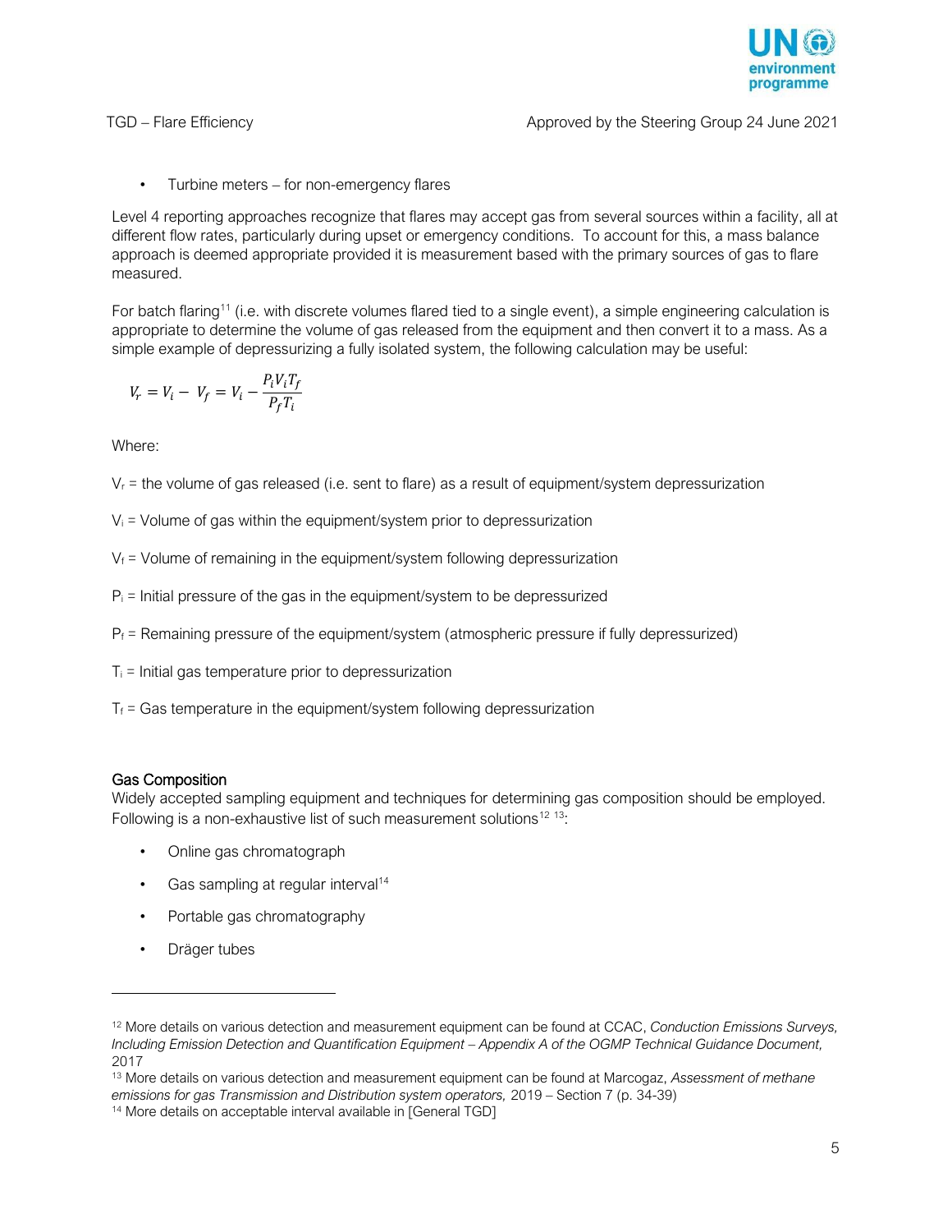- Turbine meters – for non-emergency flares

Level 4 reporting approaches recognize that flares may accept gas from several sources within a facility, all at different flow rates, particularly during upset or emergency conditions. To account for this, a mass balance approach is deemed appropriate provided it is measurement based with the primary sources of gas to flare measured.

For batch flaring[11] (i.e. with discrete volumes flared tied to a single event), a simple engineering calculation is appropriate to determine the volume of gas released from the equipment and then convert it to a mass. As a simple example of depressurizing a fully isolated system, the following calculation may be useful:

$$V_r = V_i - V_f = V_i - \frac{P_i V_i T_f}{P_f T_i}$$

Where:

$V_r$ = the volume of gas released (i.e. sent to flare) as a result of equipment/system depressurization

$V_i$ = Volume of gas within the equipment/system prior to depressurization

$V_f$ = Volume of remaining in the equipment/system following depressurization

$P_i$ = Initial pressure of the gas in the equipment/system to be depressurized

$P_f$ = Remaining pressure of the equipment/system (atmospheric pressure if fully depressurized)

$T_i$ = Initial gas temperature prior to depressurization

$T_f$ = Gas temperature in the equipment/system following depressurization

**Gas Composition**

Widely accepted sampling equipment and techniques for determining gas composition should be employed. Following is a non-exhaustive list of such measurement solutions[12] [13]:

- Online gas chromatograph
- Gas sampling at regular interval[14]
- Portable gas chromatography
- Dräger tubes

---

[12] More details on various detection and measurement equipment can be found at CCAC, *Conduction Emissions Surveys, Including Emission Detection and Quantification Equipment – Appendix A of the OGMP Technical Guidance Document,* 2017

[13] More details on various detection and measurement equipment can be found at Marcogaz, *Assessment of methane emissions for gas Transmission and Distribution system operators,* 2019 – Section 7 (p. 34-39)

[14] More details on acceptable interval available in [General TGD]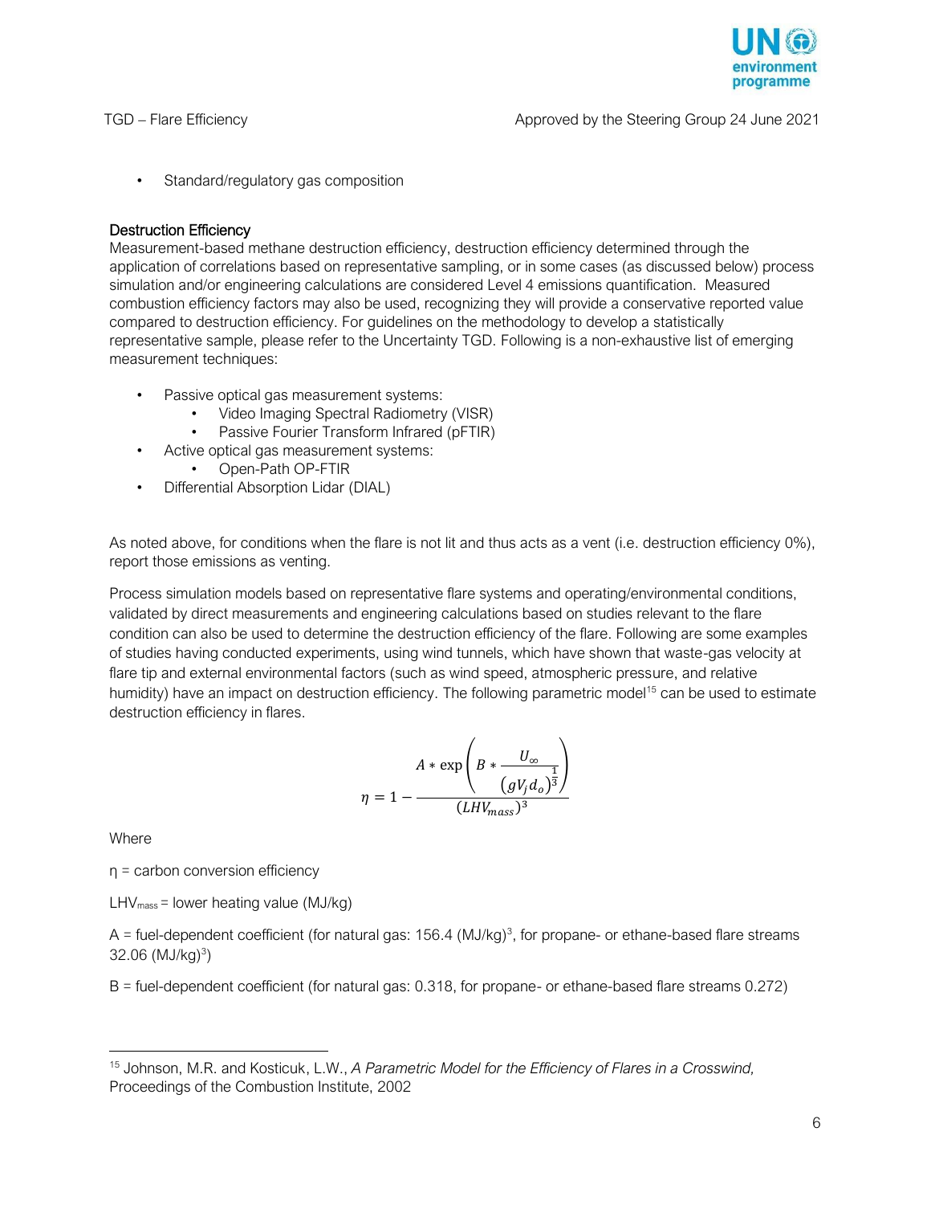- Standard/regulatory gas composition

### Destruction Efficiency

Measurement-based methane destruction efficiency, destruction efficiency determined through the application of correlations based on representative sampling, or in some cases (as discussed below) process simulation and/or engineering calculations are considered Level 4 emissions quantification. Measured combustion efficiency factors may also be used, recognizing they will provide a conservative reported value compared to destruction efficiency. For guidelines on the methodology to develop a statistically representative sample, please refer to the Uncertainty TGD. Following is a non-exhaustive list of emerging measurement techniques:

- Passive optical gas measurement systems:
  - Video Imaging Spectral Radiometry (VISR)
  - Passive Fourier Transform Infrared (pFTIR)
- Active optical gas measurement systems:
  - Open-Path OP-FTIR
- Differential Absorption Lidar (DIAL)

As noted above, for conditions when the flare is not lit and thus acts as a vent (i.e. destruction efficiency 0%), report those emissions as venting.

Process simulation models based on representative flare systems and operating/environmental conditions, validated by direct measurements and engineering calculations based on studies relevant to the flare condition can also be used to determine the destruction efficiency of the flare. Following are some examples of studies having conducted experiments, using wind tunnels, which have shown that waste-gas velocity at flare tip and external environmental factors (such as wind speed, atmospheric pressure, and relative humidity) have an impact on destruction efficiency. The following parametric model[15] can be used to estimate destruction efficiency in flares.

$$\eta = 1 - \frac{A * \exp\left(B * \frac{U_{\infty}}{\left(gV_j d_o\right)^{\frac{1}{3}}}\right)}{\left(LHV_{mass}\right)^3}$$

Where

$\eta$ = carbon conversion efficiency

$LHV_{mass}$ = lower heating value (MJ/kg)

A = fuel-dependent coefficient (for natural gas: 156.4 $(MJ/kg)^3$, for propane- or ethane-based flare streams 32.06 $(MJ/kg)^3$)

B = fuel-dependent coefficient (for natural gas: 0.318, for propane- or ethane-based flare streams 0.272)

[15] Johnson, M.R. and Kosticuk, L.W., *A Parametric Model for the Efficiency of Flares in a Crosswind,* Proceedings of the Combustion Institute, 2002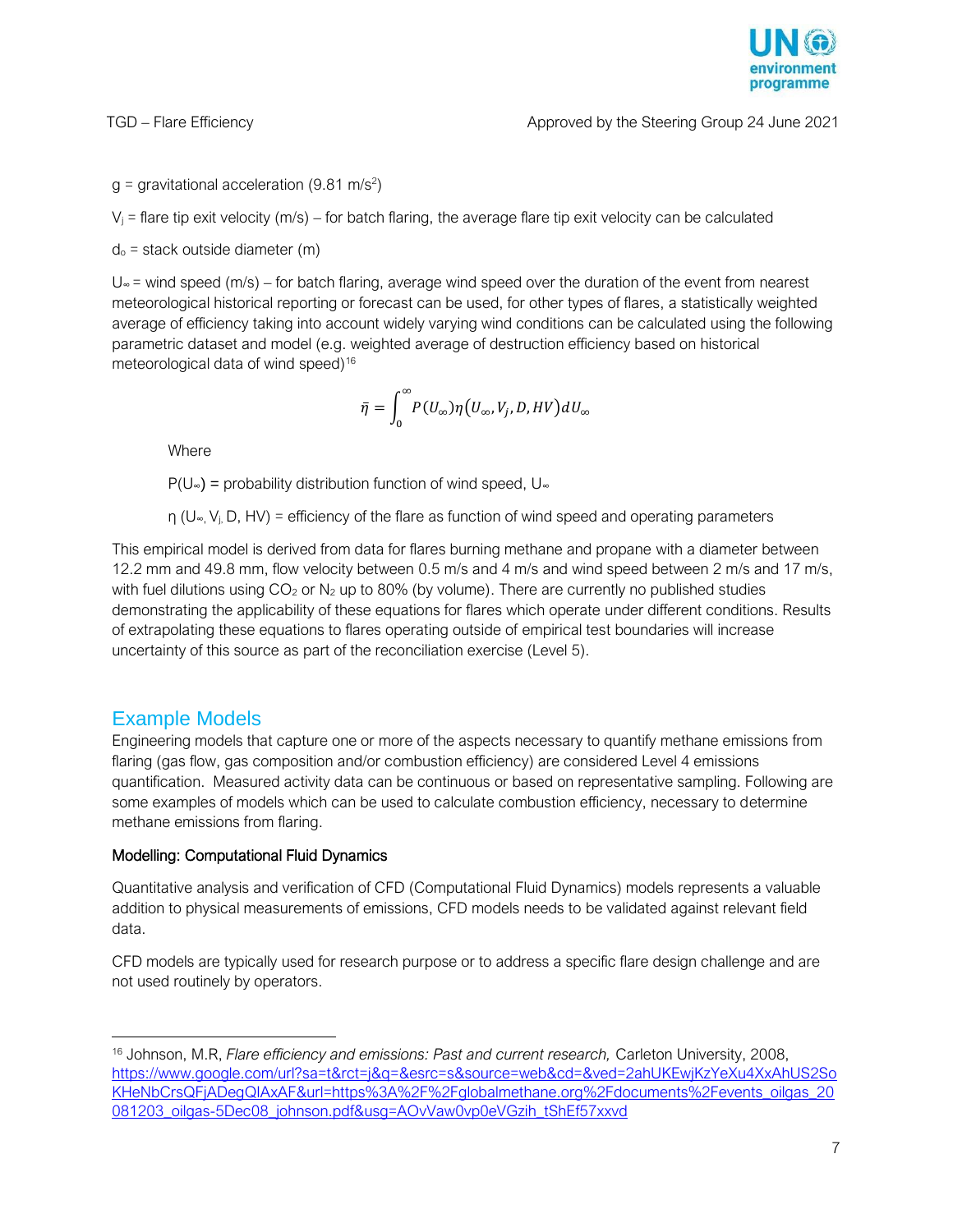$g$ = gravitational acceleration (9.81 m/s$^2$)

$V_j$ = flare tip exit velocity (m/s) – for batch flaring, the average flare tip exit velocity can be calculated

$d_o$ = stack outside diameter (m)

$U_\infty$ = wind speed (m/s) – for batch flaring, average wind speed over the duration of the event from nearest meteorological historical reporting or forecast can be used, for other types of flares, a statistically weighted average of efficiency taking into account widely varying wind conditions can be calculated using the following parametric dataset and model (e.g. weighted average of destruction efficiency based on historical meteorological data of wind speed)[16]

$$\bar{\eta} = \int_0^\infty P(U_\infty)\eta(U_\infty, V_j, D, HV)dU_\infty$$

Where

$P(U_\infty)$ = probability distribution function of wind speed, $U_\infty$

$\eta$ ($U_\infty$, $V_j$, D, HV) = efficiency of the flare as function of wind speed and operating parameters

This empirical model is derived from data for flares burning methane and propane with a diameter between 12.2 mm and 49.8 mm, flow velocity between 0.5 m/s and 4 m/s and wind speed between 2 m/s and 17 m/s, with fuel dilutions using $CO_2$ or $N_2$ up to 80% (by volume). There are currently no published studies demonstrating the applicability of these equations for flares which operate under different conditions. Results of extrapolating these equations to flares operating outside of empirical test boundaries will increase uncertainty of this source as part of the reconciliation exercise (Level 5).

## Example Models

Engineering models that capture one or more of the aspects necessary to quantify methane emissions from flaring (gas flow, gas composition and/or combustion efficiency) are considered Level 4 emissions quantification. Measured activity data can be continuous or based on representative sampling. Following are some examples of models which can be used to calculate combustion efficiency, necessary to determine methane emissions from flaring.

### Modelling: Computational Fluid Dynamics

Quantitative analysis and verification of CFD (Computational Fluid Dynamics) models represents a valuable addition to physical measurements of emissions, CFD models needs to be validated against relevant field data.

CFD models are typically used for research purpose or to address a specific flare design challenge and are not used routinely by operators.

---

[16] Johnson, M.R, *Flare efficiency and emissions: Past and current research,* Carleton University, 2008, https://www.google.com/url?sa=t&rct=j&q=&esrc=s&source=web&cd=&ved=2ahUKEwjKzYeXu4XxAhUS2SoKHeNbCrsQFjADegQIAxAF&url=https%3A%2F%2Fglobalmethane.org%2Fdocuments%2Fevents_oilgas_20081203_oilgas-5Dec08_johnson.pdf&usg=AOvVaw0vp0eVGzih_tShEf57xxvd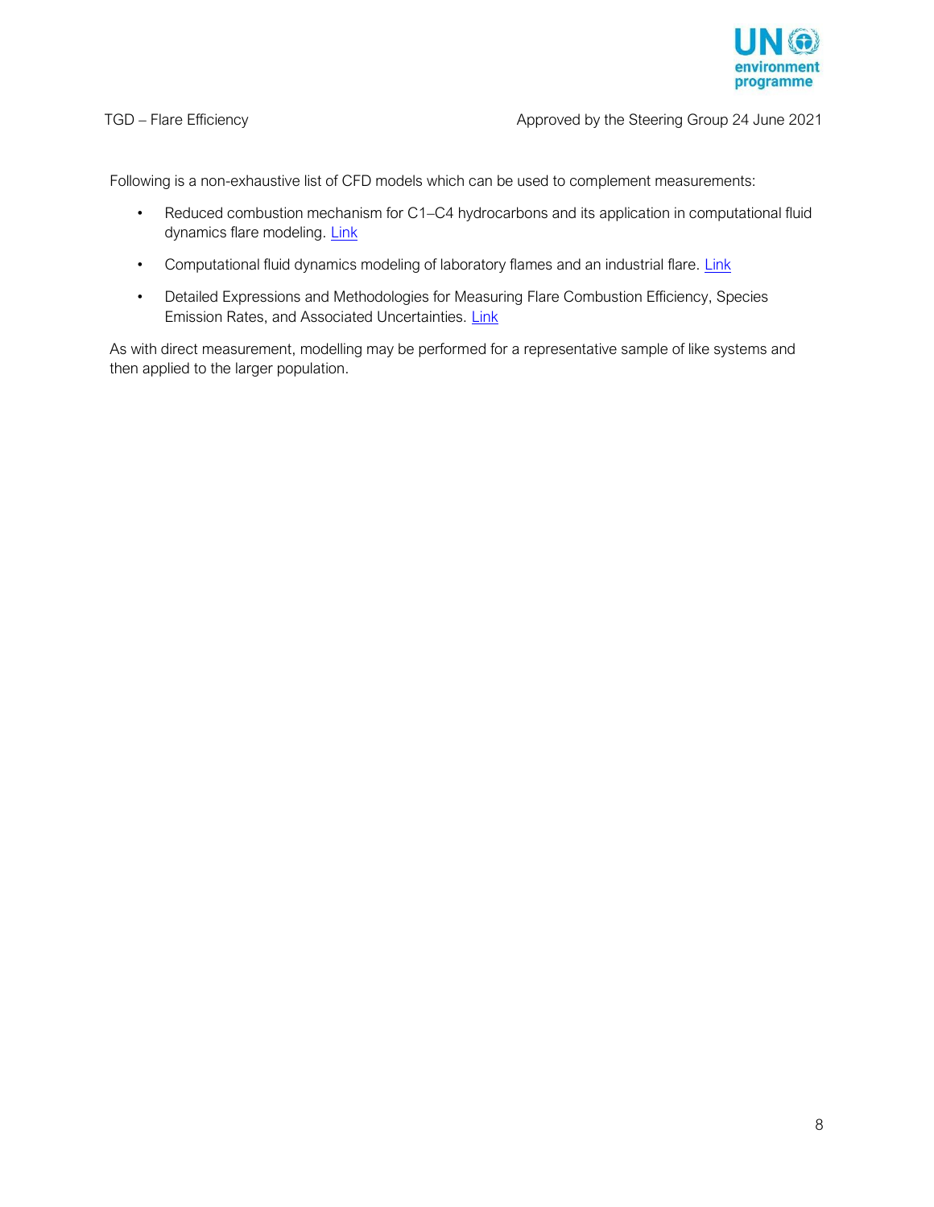Following is a non-exhaustive list of CFD models which can be used to complement measurements:

- Reduced combustion mechanism for C1–C4 hydrocarbons and its application in computational fluid dynamics flare modeling. Link
- Computational fluid dynamics modeling of laboratory flames and an industrial flare. Link
- Detailed Expressions and Methodologies for Measuring Flare Combustion Efficiency, Species Emission Rates, and Associated Uncertainties. Link

As with direct measurement, modelling may be performed for a representative sample of like systems and then applied to the larger population.